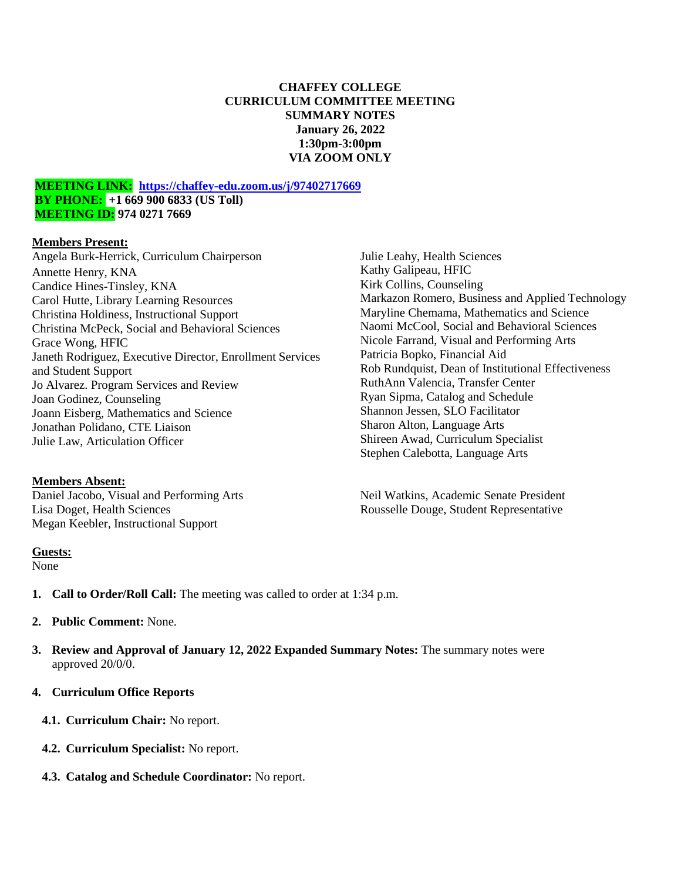**CHAFFEY COLLEGE**
**CURRICULUM COMMITTEE MEETING**
**SUMMARY NOTES**
**January 26, 2022**
**1:30pm-3:00pm**
**VIA ZOOM ONLY**

**MEETING LINK:** **https://chaffey-edu.zoom.us/j/97402717669**
**BY PHONE:** **+1 669 900 6833 (US Toll)**
**MEETING ID:** **974 0271 7669**

**Members Present:**

Angela Burk-Herrick, Curriculum Chairperson
Annette Henry, KNA
Candice Hines-Tinsley, KNA
Carol Hutte, Library Learning Resources
Christina Holdiness, Instructional Support
Christina McPeck, Social and Behavioral Sciences
Grace Wong, HFIC
Janeth Rodriguez, Executive Director, Enrollment Services and Student Support
Jo Alvarez. Program Services and Review
Joan Godinez, Counseling
Joann Eisberg, Mathematics and Science
Jonathan Polidano, CTE Liaison
Julie Law, Articulation Officer
Julie Leahy, Health Sciences
Kathy Galipeau, HFIC
Kirk Collins, Counseling
Markazon Romero, Business and Applied Technology
Maryline Chemama, Mathematics and Science
Naomi McCool, Social and Behavioral Sciences
Nicole Farrand, Visual and Performing Arts
Patricia Bopko, Financial Aid
Rob Rundquist, Dean of Institutional Effectiveness
RuthAnn Valencia, Transfer Center
Ryan Sipma, Catalog and Schedule
Shannon Jessen, SLO Facilitator
Sharon Alton, Language Arts
Shireen Awad, Curriculum Specialist
Stephen Calebotta, Language Arts

**Members Absent:**

Daniel Jacobo, Visual and Performing Arts
Lisa Doget, Health Sciences
Megan Keebler, Instructional Support
Neil Watkins, Academic Senate President
Rousselle Douge, Student Representative

**Guests:**

None

1. **Call to Order/Roll Call:** The meeting was called to order at 1:34 p.m.

2. **Public Comment:** None.

3. **Review and Approval of January 12, 2022 Expanded Summary Notes:** The summary notes were approved 20/0/0.

4. **Curriculum Office Reports**

   4.1. **Curriculum Chair:** No report.

   4.2. **Curriculum Specialist:** No report.

   4.3. **Catalog and Schedule Coordinator:** No report.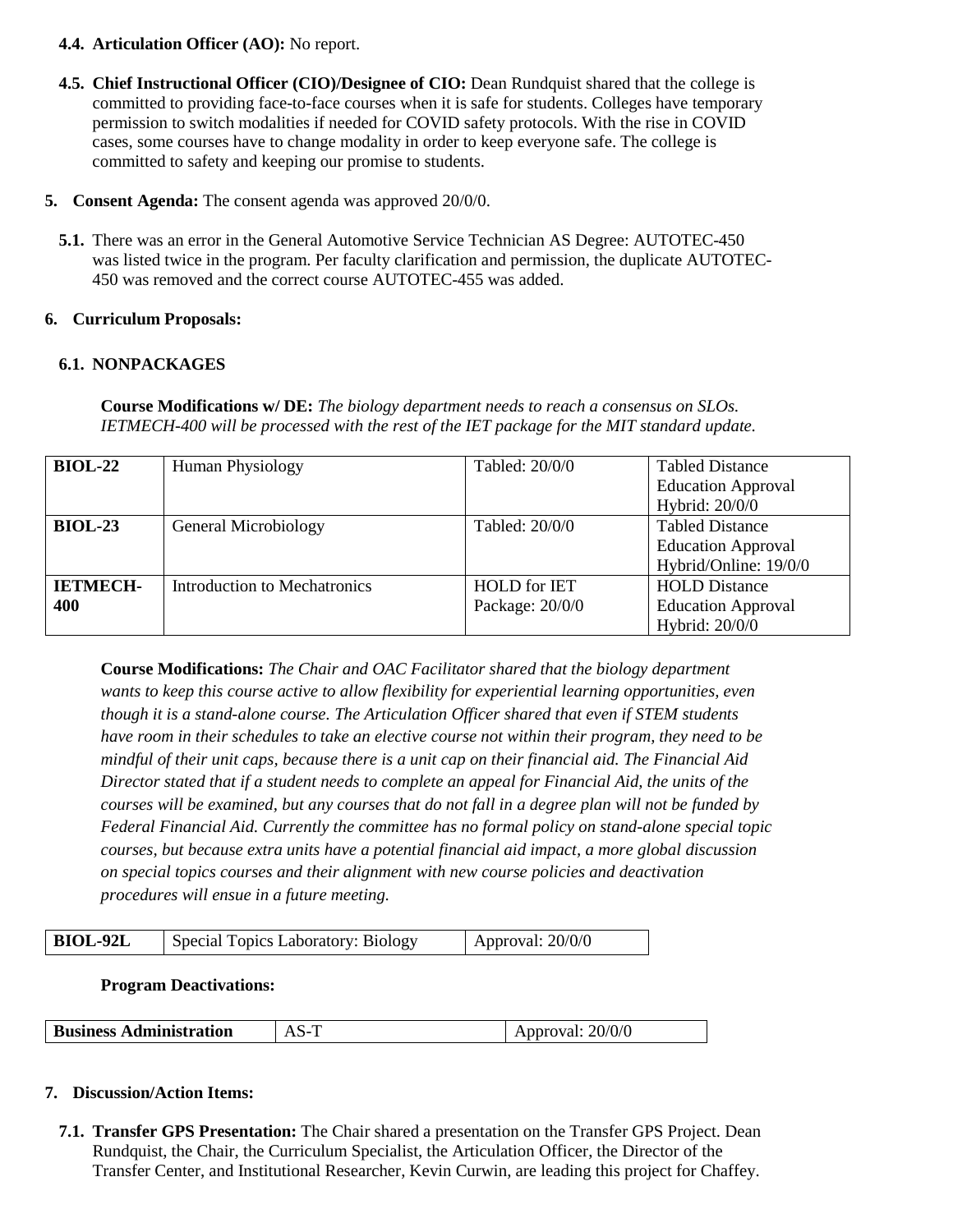**4.4. Articulation Officer (AO):** No report.

**4.5. Chief Instructional Officer (CIO)/Designee of CIO:** Dean Rundquist shared that the college is committed to providing face-to-face courses when it is safe for students. Colleges have temporary permission to switch modalities if needed for COVID safety protocols. With the rise in COVID cases, some courses have to change modality in order to keep everyone safe. The college is committed to safety and keeping our promise to students.

**5. Consent Agenda:** The consent agenda was approved 20/0/0.

**5.1.** There was an error in the General Automotive Service Technician AS Degree: AUTOTEC-450 was listed twice in the program. Per faculty clarification and permission, the duplicate AUTOTEC-450 was removed and the correct course AUTOTEC-455 was added.

**6. Curriculum Proposals:**

**6.1. NONPACKAGES**

**Course Modifications w/ DE:** *The biology department needs to reach a consensus on SLOs. IETMECH-400 will be processed with the rest of the IET package for the MIT standard update.*

| | | | |
|---|---|---|---|
| **BIOL-22** | Human Physiology | Tabled: 20/0/0 | Tabled Distance Education Approval Hybrid: 20/0/0 |
| **BIOL-23** | General Microbiology | Tabled: 20/0/0 | Tabled Distance Education Approval Hybrid/Online: 19/0/0 |
| **IETMECH-400** | Introduction to Mechatronics | HOLD for IET Package: 20/0/0 | HOLD Distance Education Approval Hybrid: 20/0/0 |

**Course Modifications:** *The Chair and OAC Facilitator shared that the biology department wants to keep this course active to allow flexibility for experiential learning opportunities, even though it is a stand-alone course. The Articulation Officer shared that even if STEM students have room in their schedules to take an elective course not within their program, they need to be mindful of their unit caps, because there is a unit cap on their financial aid. The Financial Aid Director stated that if a student needs to complete an appeal for Financial Aid, the units of the courses will be examined, but any courses that do not fall in a degree plan will not be funded by Federal Financial Aid. Currently the committee has no formal policy on stand-alone special topic courses, but because extra units have a potential financial aid impact, a more global discussion on special topics courses and their alignment with new course policies and deactivation procedures will ensue in a future meeting.*

| | | |
|---|---|---|
| **BIOL-92L** | Special Topics Laboratory: Biology | Approval: 20/0/0 |

**Program Deactivations:**

| | | |
|---|---|---|
| **Business Administration** | AS-T | Approval: 20/0/0 |

**7. Discussion/Action Items:**

**7.1. Transfer GPS Presentation:** The Chair shared a presentation on the Transfer GPS Project. Dean Rundquist, the Chair, the Curriculum Specialist, the Articulation Officer, the Director of the Transfer Center, and Institutional Researcher, Kevin Curwin, are leading this project for Chaffey.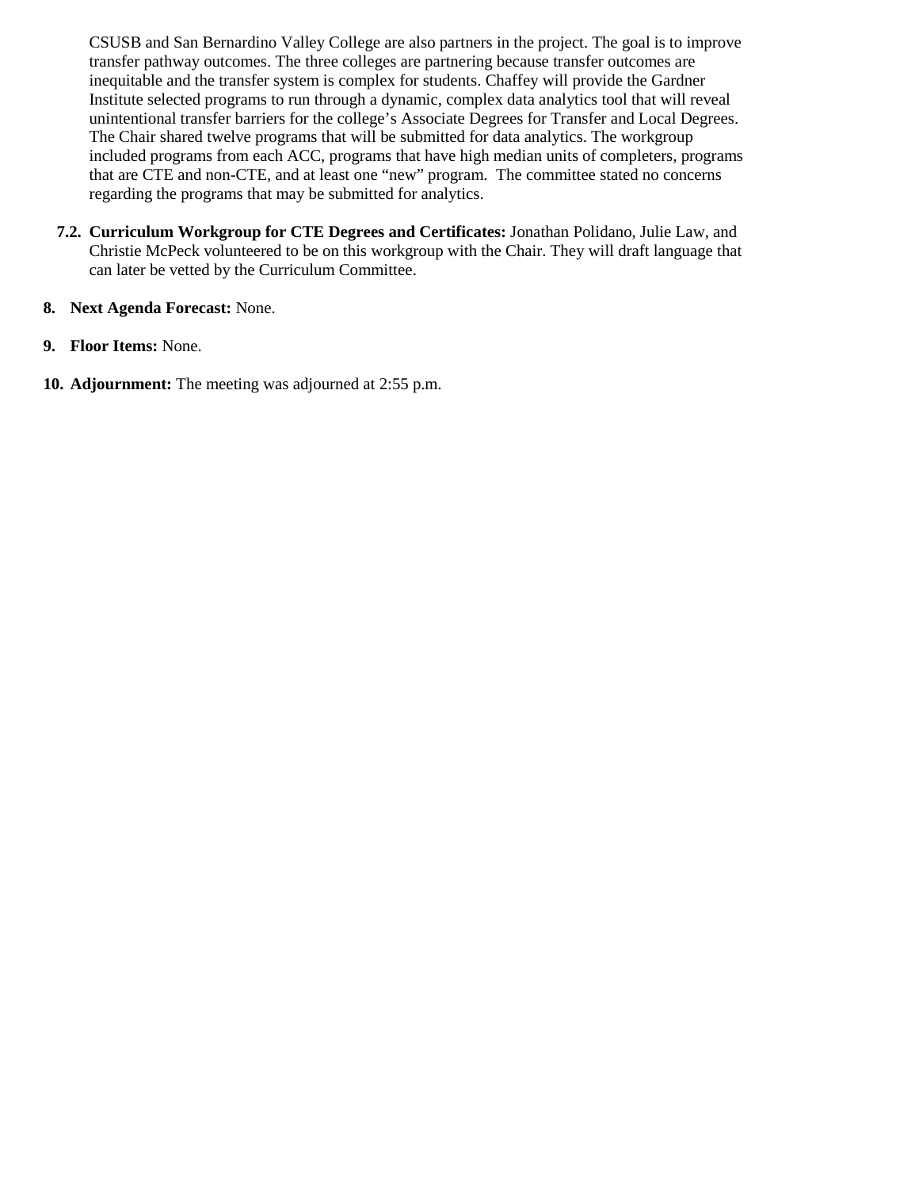CSUSB and San Bernardino Valley College are also partners in the project. The goal is to improve transfer pathway outcomes. The three colleges are partnering because transfer outcomes are inequitable and the transfer system is complex for students. Chaffey will provide the Gardner Institute selected programs to run through a dynamic, complex data analytics tool that will reveal unintentional transfer barriers for the college's Associate Degrees for Transfer and Local Degrees. The Chair shared twelve programs that will be submitted for data analytics. The workgroup included programs from each ACC, programs that have high median units of completers, programs that are CTE and non-CTE, and at least one "new" program. The committee stated no concerns regarding the programs that may be submitted for analytics.

7.2. **Curriculum Workgroup for CTE Degrees and Certificates:** Jonathan Polidano, Julie Law, and Christie McPeck volunteered to be on this workgroup with the Chair. They will draft language that can later be vetted by the Curriculum Committee.

8. **Next Agenda Forecast:** None.

9. **Floor Items:** None.

10. **Adjournment:** The meeting was adjourned at 2:55 p.m.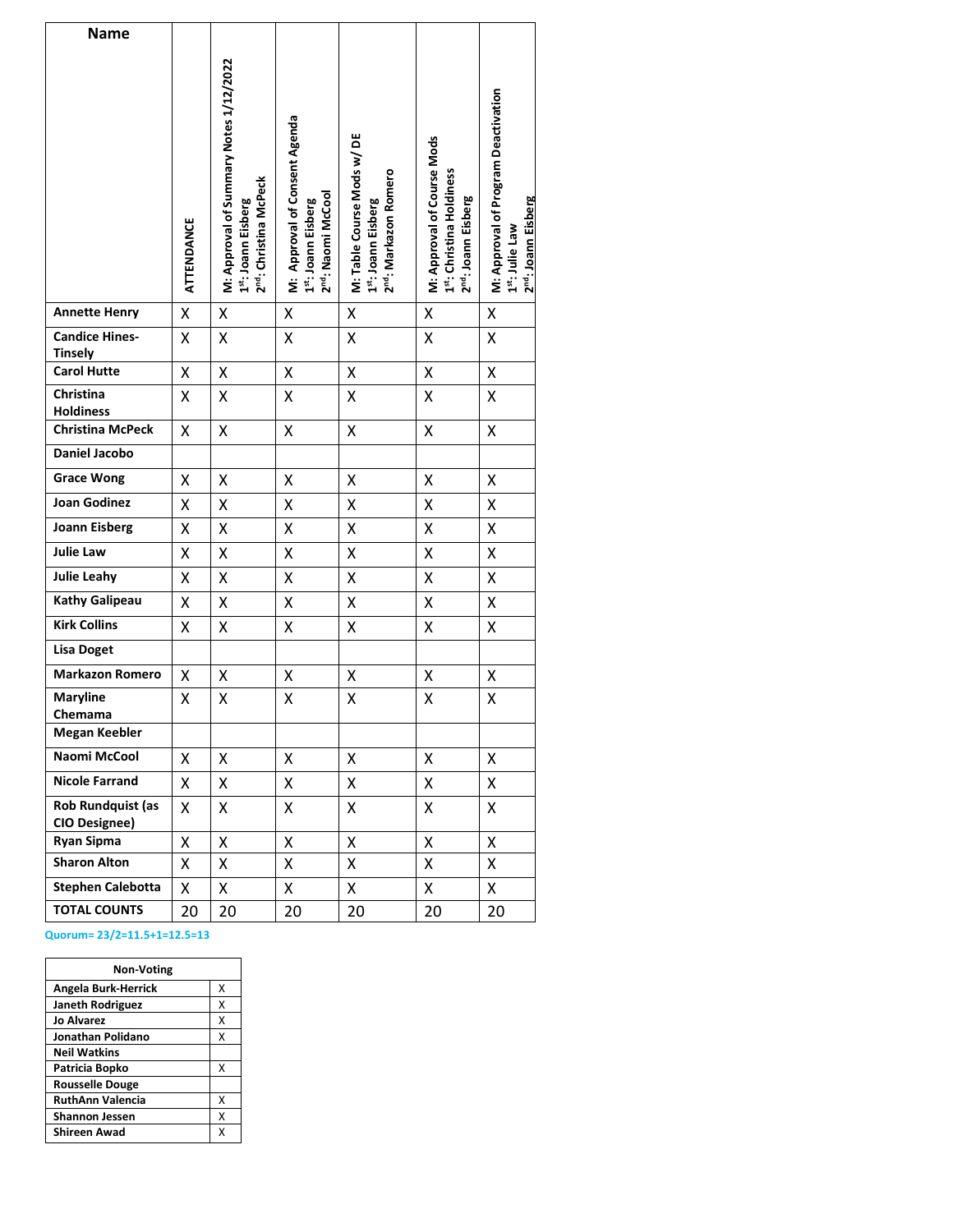| Name | ATTENDANCE | M: Approval of Summary Notes 1/12/2022 1st: Joann Eisberg 2nd: Christina McPeck | M: Approval of Consent Agenda 1st: Joann Eisberg 2nd: Naomi McCool | M: Table Course Mods w/ DE 1st: Joann Eisberg 2nd: Markazon Romero | M: Approval of Course Mods 1st: Christina Holdiness 2nd: Joann Eisberg | M: Approval of Program Deactivation 1st: Julie Law 2nd: Joann Eisberg |
|---|---|---|---|---|---|---|
| Annette Henry | X | X | X | X | X | X |
| Candice Hines-Tinsely | X | X | X | X | X | X |
| Carol Hutte | X | X | X | X | X | X |
| Christina Holdiness | X | X | X | X | X | X |
| Christina McPeck | X | X | X | X | X | X |
| Daniel Jacobo | | | | | | |
| Grace Wong | X | X | X | X | X | X |
| Joan Godinez | X | X | X | X | X | X |
| Joann Eisberg | X | X | X | X | X | X |
| Julie Law | X | X | X | X | X | X |
| Julie Leahy | X | X | X | X | X | X |
| Kathy Galipeau | X | X | X | X | X | X |
| Kirk Collins | X | X | X | X | X | X |
| Lisa Doget | | | | | | |
| Markazon Romero | X | X | X | X | X | X |
| Maryline Chemama | X | X | X | X | X | X |
| Megan Keebler | | | | | | |
| Naomi McCool | X | X | X | X | X | X |
| Nicole Farrand | X | X | X | X | X | X |
| Rob Rundquist (as CIO Designee) | X | X | X | X | X | X |
| Ryan Sipma | X | X | X | X | X | X |
| Sharon Alton | X | X | X | X | X | X |
| Stephen Calebotta | X | X | X | X | X | X |
| TOTAL COUNTS | 20 | 20 | 20 | 20 | 20 | 20 |

Quorum= 23/2=11.5+1=12.5=13

| Non-Voting | |
|---|---|
| Angela Burk-Herrick | X |
| Janeth Rodriguez | X |
| Jo Alvarez | X |
| Jonathan Polidano | X |
| Neil Watkins | |
| Patricia Bopko | X |
| Rousselle Douge | |
| RuthAnn Valencia | X |
| Shannon Jessen | X |
| Shireen Awad | X |